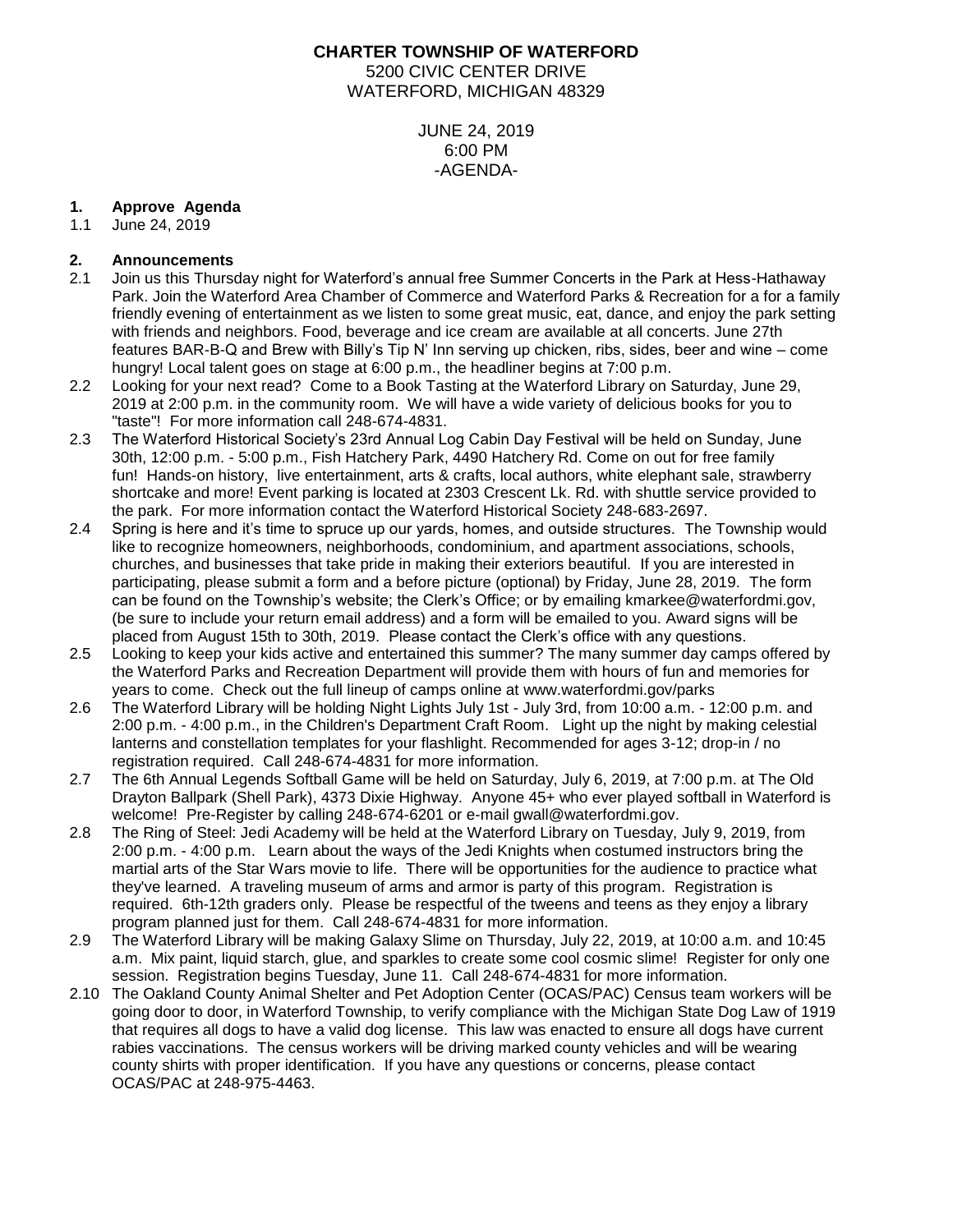**CHARTER TOWNSHIP OF WATERFORD**
5200 CIVIC CENTER DRIVE
WATERFORD, MICHIGAN 48329

JUNE 24, 2019
6:00 PM
-AGENDA-

**1. Approve Agenda**

1.1 June 24, 2019

**2. Announcements**

2.1 Join us this Thursday night for Waterford's annual free Summer Concerts in the Park at Hess-Hathaway Park. Join the Waterford Area Chamber of Commerce and Waterford Parks & Recreation for a for a family friendly evening of entertainment as we listen to some great music, eat, dance, and enjoy the park setting with friends and neighbors. Food, beverage and ice cream are available at all concerts. June 27th features BAR-B-Q and Brew with Billy's Tip N' Inn serving up chicken, ribs, sides, beer and wine – come hungry! Local talent goes on stage at 6:00 p.m., the headliner begins at 7:00 p.m.

2.2 Looking for your next read? Come to a Book Tasting at the Waterford Library on Saturday, June 29, 2019 at 2:00 p.m. in the community room. We will have a wide variety of delicious books for you to "taste"! For more information call 248-674-4831.

2.3 The Waterford Historical Society's 23rd Annual Log Cabin Day Festival will be held on Sunday, June 30th, 12:00 p.m. - 5:00 p.m., Fish Hatchery Park, 4490 Hatchery Rd. Come on out for free family fun! Hands-on history, live entertainment, arts & crafts, local authors, white elephant sale, strawberry shortcake and more! Event parking is located at 2303 Crescent Lk. Rd. with shuttle service provided to the park. For more information contact the Waterford Historical Society 248-683-2697.

2.4 Spring is here and it's time to spruce up our yards, homes, and outside structures. The Township would like to recognize homeowners, neighborhoods, condominium, and apartment associations, schools, churches, and businesses that take pride in making their exteriors beautiful. If you are interested in participating, please submit a form and a before picture (optional) by Friday, June 28, 2019. The form can be found on the Township's website; the Clerk's Office; or by emailing kmarkee@waterfordmi.gov, (be sure to include your return email address) and a form will be emailed to you. Award signs will be placed from August 15th to 30th, 2019. Please contact the Clerk's office with any questions.

2.5 Looking to keep your kids active and entertained this summer? The many summer day camps offered by the Waterford Parks and Recreation Department will provide them with hours of fun and memories for years to come. Check out the full lineup of camps online at www.waterfordmi.gov/parks

2.6 The Waterford Library will be holding Night Lights July 1st - July 3rd, from 10:00 a.m. - 12:00 p.m. and 2:00 p.m. - 4:00 p.m., in the Children's Department Craft Room. Light up the night by making celestial lanterns and constellation templates for your flashlight. Recommended for ages 3-12; drop-in / no registration required. Call 248-674-4831 for more information.

2.7 The 6th Annual Legends Softball Game will be held on Saturday, July 6, 2019, at 7:00 p.m. at The Old Drayton Ballpark (Shell Park), 4373 Dixie Highway. Anyone 45+ who ever played softball in Waterford is welcome! Pre-Register by calling 248-674-6201 or e-mail gwall@waterfordmi.gov.

2.8 The Ring of Steel: Jedi Academy will be held at the Waterford Library on Tuesday, July 9, 2019, from 2:00 p.m. - 4:00 p.m. Learn about the ways of the Jedi Knights when costumed instructors bring the martial arts of the Star Wars movie to life. There will be opportunities for the audience to practice what they've learned. A traveling museum of arms and armor is party of this program. Registration is required. 6th-12th graders only. Please be respectful of the tweens and teens as they enjoy a library program planned just for them. Call 248-674-4831 for more information.

2.9 The Waterford Library will be making Galaxy Slime on Thursday, July 22, 2019, at 10:00 a.m. and 10:45 a.m. Mix paint, liquid starch, glue, and sparkles to create some cool cosmic slime! Register for only one session. Registration begins Tuesday, June 11. Call 248-674-4831 for more information.

2.10 The Oakland County Animal Shelter and Pet Adoption Center (OCAS/PAC) Census team workers will be going door to door, in Waterford Township, to verify compliance with the Michigan State Dog Law of 1919 that requires all dogs to have a valid dog license. This law was enacted to ensure all dogs have current rabies vaccinations. The census workers will be driving marked county vehicles and will be wearing county shirts with proper identification. If you have any questions or concerns, please contact OCAS/PAC at 248-975-4463.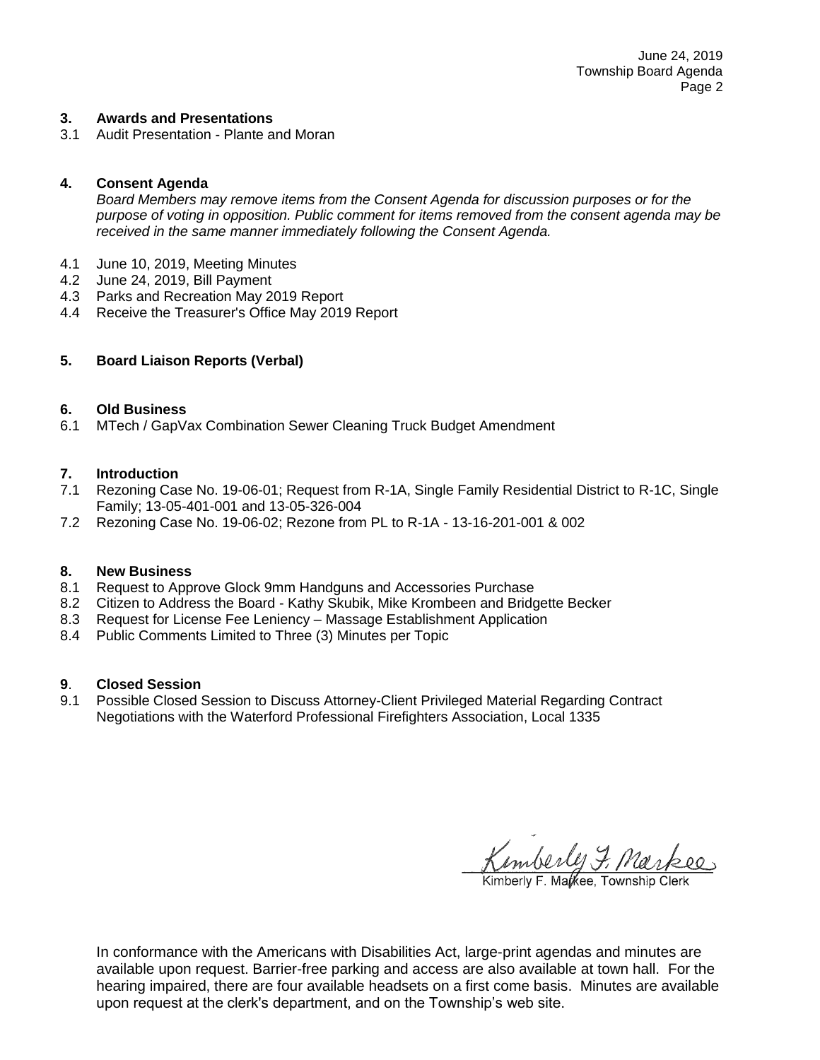## 3. Awards and Presentations

3.1 Audit Presentation - Plante and Moran

## 4. Consent Agenda

*Board Members may remove items from the Consent Agenda for discussion purposes or for the purpose of voting in opposition. Public comment for items removed from the consent agenda may be received in the same manner immediately following the Consent Agenda.*

4.1 June 10, 2019, Meeting Minutes
4.2 June 24, 2019, Bill Payment
4.3 Parks and Recreation May 2019 Report
4.4 Receive the Treasurer's Office May 2019 Report

## 5. Board Liaison Reports (Verbal)

## 6. Old Business

6.1 MTech / GapVax Combination Sewer Cleaning Truck Budget Amendment

## 7. Introduction

7.1 Rezoning Case No. 19-06-01; Request from R-1A, Single Family Residential District to R-1C, Single Family; 13-05-401-001 and 13-05-326-004
7.2 Rezoning Case No. 19-06-02; Rezone from PL to R-1A - 13-16-201-001 & 002

## 8. New Business

8.1 Request to Approve Glock 9mm Handguns and Accessories Purchase
8.2 Citizen to Address the Board - Kathy Skubik, Mike Krombeen and Bridgette Becker
8.3 Request for License Fee Leniency – Massage Establishment Application
8.4 Public Comments Limited to Three (3) Minutes per Topic

## 9. Closed Session

9.1 Possible Closed Session to Discuss Attorney-Client Privileged Material Regarding Contract Negotiations with the Waterford Professional Firefighters Association, Local 1335

Kimberly F. Markee

Kimberly F. Markee, Township Clerk

In conformance with the Americans with Disabilities Act, large-print agendas and minutes are available upon request. Barrier-free parking and access are also available at town hall. For the hearing impaired, there are four available headsets on a first come basis. Minutes are available upon request at the clerk's department, and on the Township's web site.